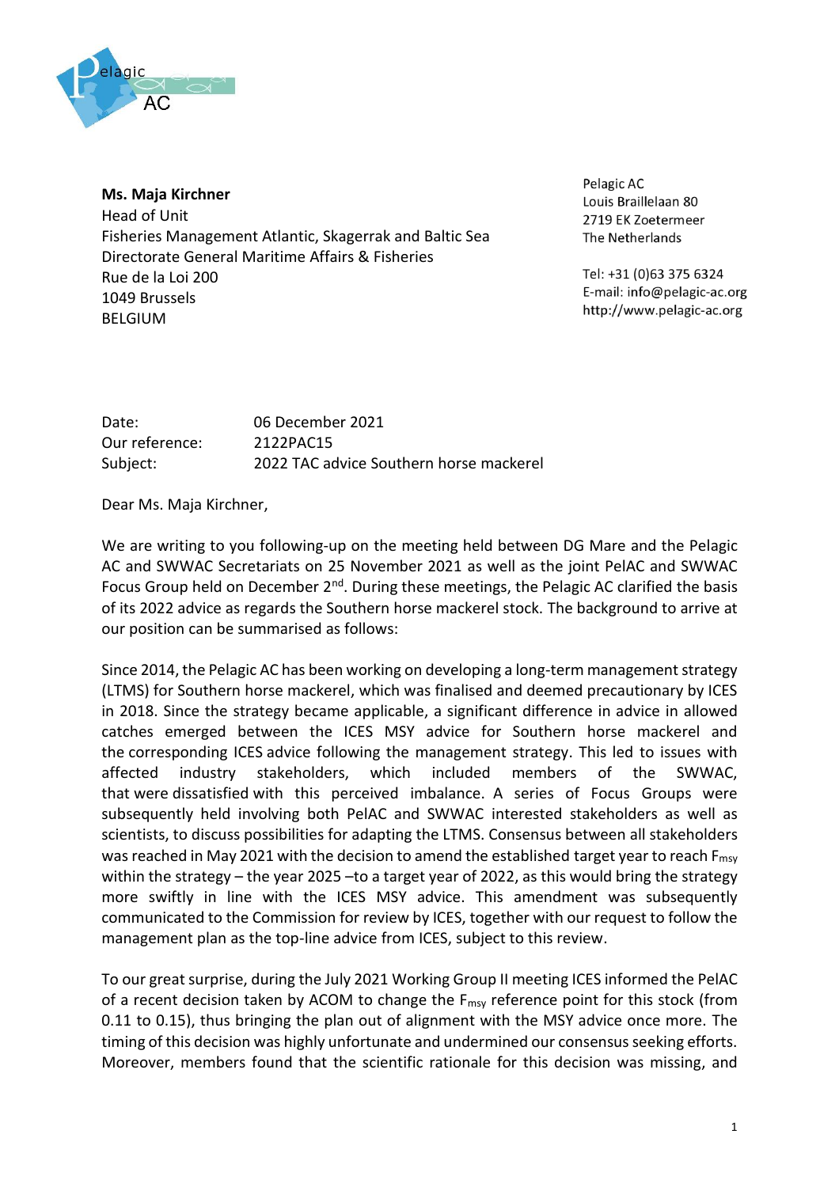**Ms. Maja Kirchner**
Head of Unit
Fisheries Management Atlantic, Skagerrak and Baltic Sea
Directorate General Maritime Affairs & Fisheries
Rue de la Loi 200
1049 Brussels
BELGIUM

Pelagic AC
Louis Braillelaan 80
2719 EK Zoetermeer
The Netherlands

Tel: +31 (0)63 375 6324
E-mail: info@pelagic-ac.org
http://www.pelagic-ac.org

| | |
|---|---|
| Date: | 06 December 2021 |
| Our reference: | 2122PAC15 |
| Subject: | 2022 TAC advice Southern horse mackerel |

Dear Ms. Maja Kirchner,

We are writing to you following-up on the meeting held between DG Mare and the Pelagic AC and SWWAC Secretariats on 25 November 2021 as well as the joint PelAC and SWWAC Focus Group held on December 2nd. During these meetings, the Pelagic AC clarified the basis of its 2022 advice as regards the Southern horse mackerel stock. The background to arrive at our position can be summarised as follows:

Since 2014, the Pelagic AC has been working on developing a long-term management strategy (LTMS) for Southern horse mackerel, which was finalised and deemed precautionary by ICES in 2018. Since the strategy became applicable, a significant difference in advice in allowed catches emerged between the ICES MSY advice for Southern horse mackerel and the corresponding ICES advice following the management strategy. This led to issues with affected industry stakeholders, which included members of the SWWAC, that were dissatisfied with this perceived imbalance. A series of Focus Groups were subsequently held involving both PelAC and SWWAC interested stakeholders as well as scientists, to discuss possibilities for adapting the LTMS. Consensus between all stakeholders was reached in May 2021 with the decision to amend the established target year to reach $F_{msy}$ within the strategy – the year 2025 –to a target year of 2022, as this would bring the strategy more swiftly in line with the ICES MSY advice. This amendment was subsequently communicated to the Commission for review by ICES, together with our request to follow the management plan as the top-line advice from ICES, subject to this review.

To our great surprise, during the July 2021 Working Group II meeting ICES informed the PelAC of a recent decision taken by ACOM to change the $F_{msy}$ reference point for this stock (from 0.11 to 0.15), thus bringing the plan out of alignment with the MSY advice once more. The timing of this decision was highly unfortunate and undermined our consensus seeking efforts. Moreover, members found that the scientific rationale for this decision was missing, and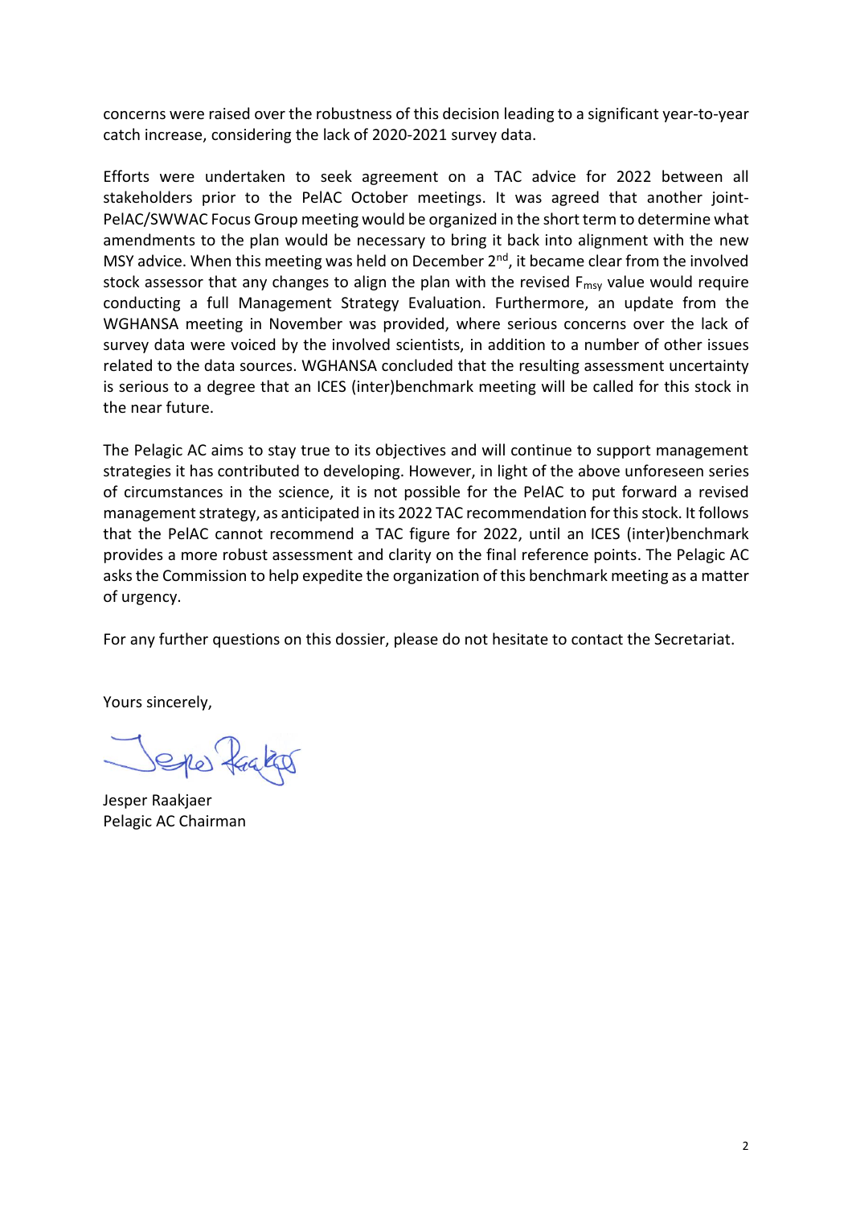concerns were raised over the robustness of this decision leading to a significant year-to-year catch increase, considering the lack of 2020-2021 survey data.

Efforts were undertaken to seek agreement on a TAC advice for 2022 between all stakeholders prior to the PelAC October meetings. It was agreed that another joint-PelAC/SWWAC Focus Group meeting would be organized in the short term to determine what amendments to the plan would be necessary to bring it back into alignment with the new MSY advice. When this meeting was held on December 2nd, it became clear from the involved stock assessor that any changes to align the plan with the revised $F_{msy}$ value would require conducting a full Management Strategy Evaluation. Furthermore, an update from the WGHANSA meeting in November was provided, where serious concerns over the lack of survey data were voiced by the involved scientists, in addition to a number of other issues related to the data sources. WGHANSA concluded that the resulting assessment uncertainty is serious to a degree that an ICES (inter)benchmark meeting will be called for this stock in the near future.

The Pelagic AC aims to stay true to its objectives and will continue to support management strategies it has contributed to developing. However, in light of the above unforeseen series of circumstances in the science, it is not possible for the PelAC to put forward a revised management strategy, as anticipated in its 2022 TAC recommendation for this stock. It follows that the PelAC cannot recommend a TAC figure for 2022, until an ICES (inter)benchmark provides a more robust assessment and clarity on the final reference points. The Pelagic AC asks the Commission to help expedite the organization of this benchmark meeting as a matter of urgency.

For any further questions on this dossier, please do not hesitate to contact the Secretariat.

Yours sincerely,

Jesper Raakjaer
Pelagic AC Chairman